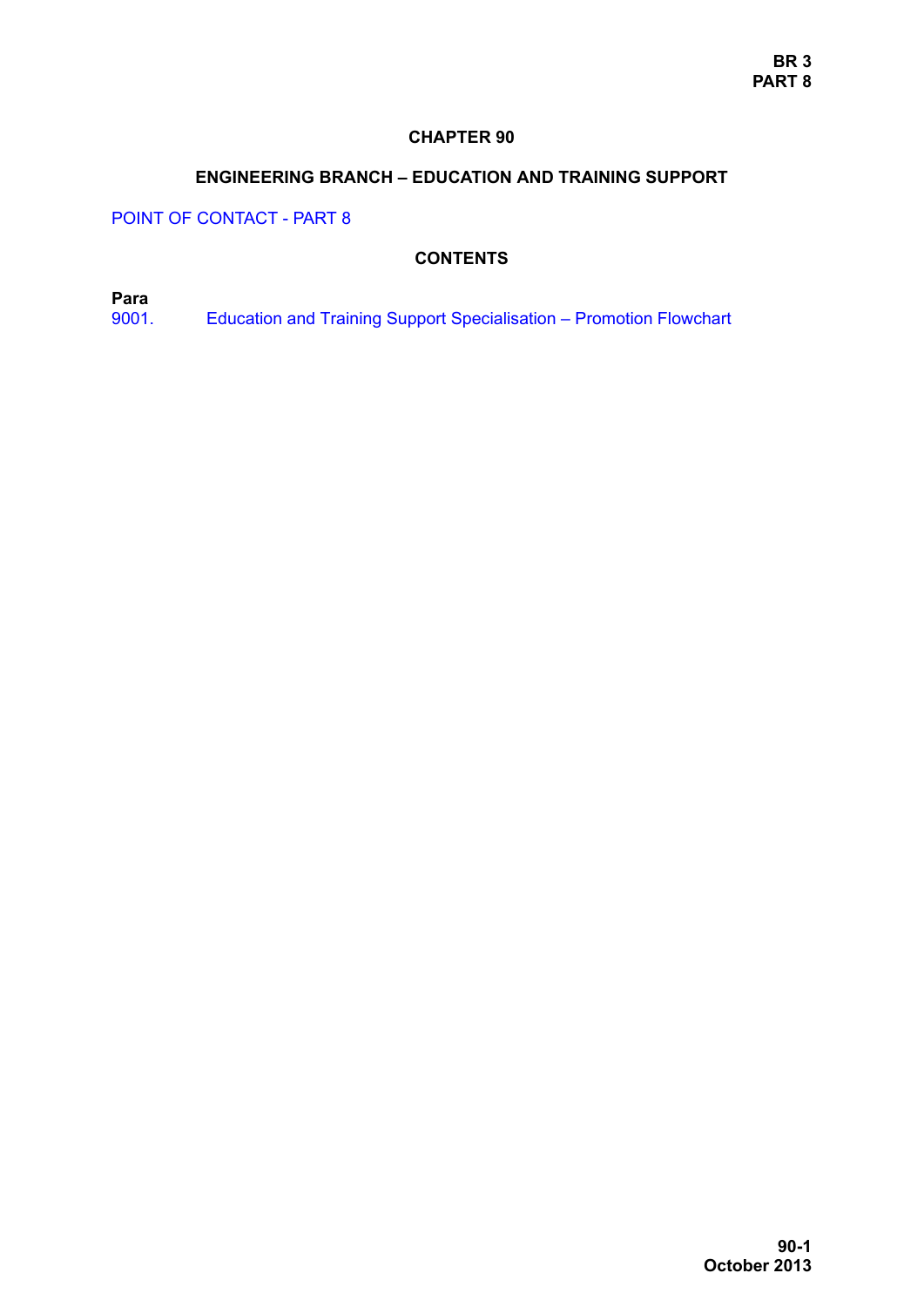# CHAPTER 90

## ENGINEERING BRANCH – EDUCATION AND TRAINING SUPPORT

POINT OF CONTACT - PART 8

### CONTENTS

**Para**

9001. Education and Training Support Specialisation – Promotion Flowchart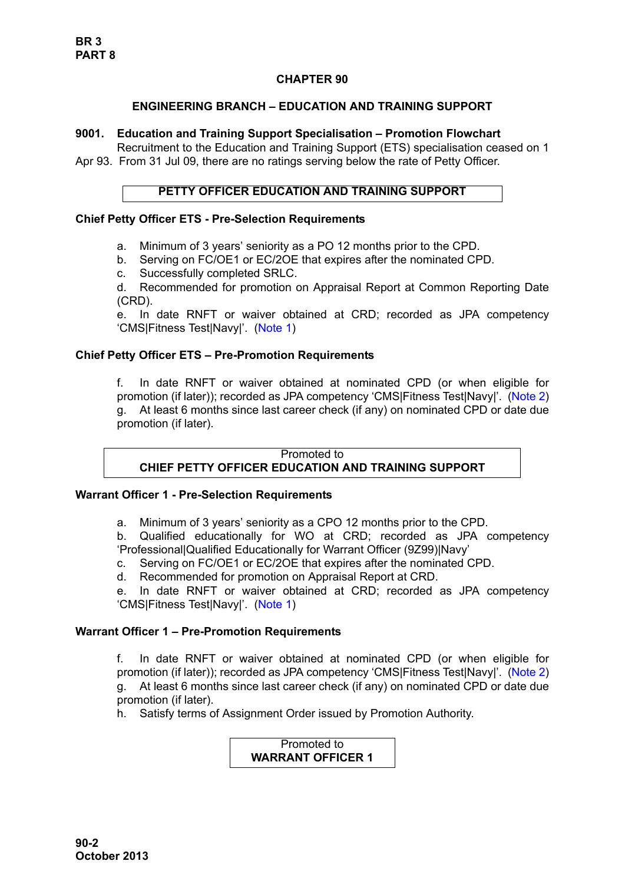# CHAPTER 90

## ENGINEERING BRANCH – EDUCATION AND TRAINING SUPPORT

### 9001. Education and Training Support Specialisation – Promotion Flowchart

Recruitment to the Education and Training Support (ETS) specialisation ceased on 1 Apr 93. From 31 Jul 09, there are no ratings serving below the rate of Petty Officer.

**PETTY OFFICER EDUCATION AND TRAINING SUPPORT**

**Chief Petty Officer ETS - Pre-Selection Requirements**

a. Minimum of 3 years' seniority as a PO 12 months prior to the CPD.
b. Serving on FC/OE1 or EC/2OE that expires after the nominated CPD.
c. Successfully completed SRLC.
d. Recommended for promotion on Appraisal Report at Common Reporting Date (CRD).
e. In date RNFT or waiver obtained at CRD; recorded as JPA competency 'CMS|Fitness Test|Navy|'. (Note 1)

**Chief Petty Officer ETS – Pre-Promotion Requirements**

f. In date RNFT or waiver obtained at nominated CPD (or when eligible for promotion (if later)); recorded as JPA competency 'CMS|Fitness Test|Navy|'. (Note 2)
g. At least 6 months since last career check (if any) on nominated CPD or date due promotion (if later).

Promoted to
**CHIEF PETTY OFFICER EDUCATION AND TRAINING SUPPORT**

**Warrant Officer 1 - Pre-Selection Requirements**

a. Minimum of 3 years' seniority as a CPO 12 months prior to the CPD.
b. Qualified educationally for WO at CRD; recorded as JPA competency 'Professional|Qualified Educationally for Warrant Officer (9Z99)|Navy'
c. Serving on FC/OE1 or EC/2OE that expires after the nominated CPD.
d. Recommended for promotion on Appraisal Report at CRD.
e. In date RNFT or waiver obtained at CRD; recorded as JPA competency 'CMS|Fitness Test|Navy|'. (Note 1)

**Warrant Officer 1 – Pre-Promotion Requirements**

f. In date RNFT or waiver obtained at nominated CPD (or when eligible for promotion (if later)); recorded as JPA competency 'CMS|Fitness Test|Navy|'. (Note 2)
g. At least 6 months since last career check (if any) on nominated CPD or date due promotion (if later).
h. Satisfy terms of Assignment Order issued by Promotion Authority.

Promoted to
**WARRANT OFFICER 1**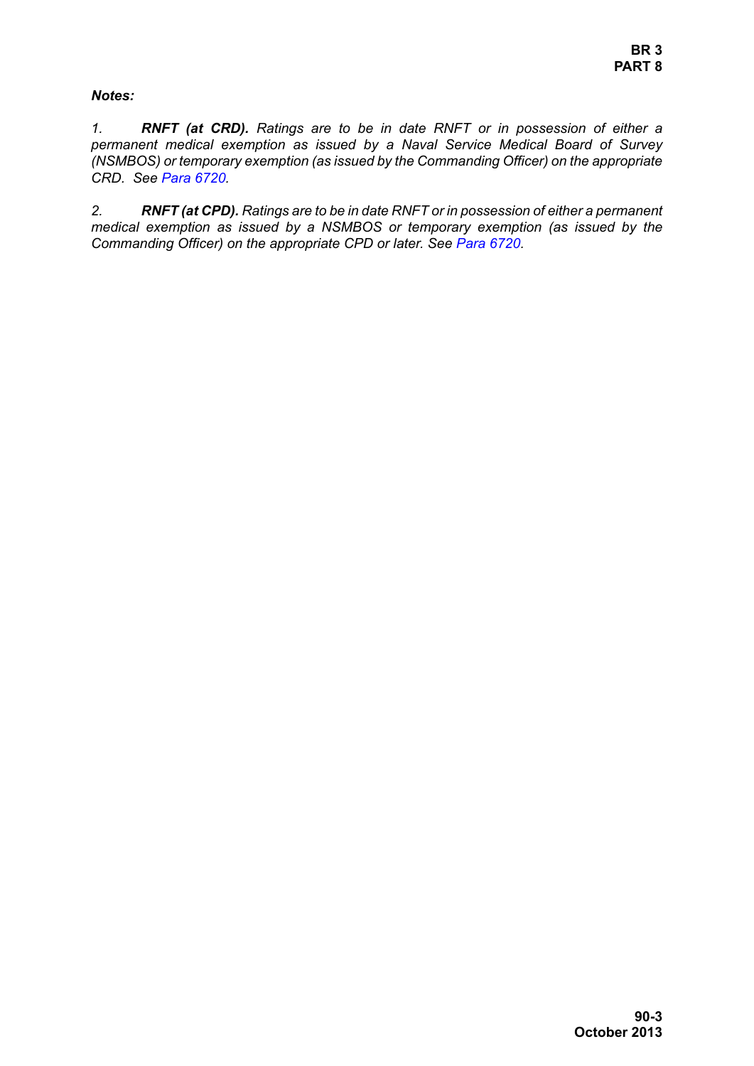***Notes:***

*1. **RNFT (at CRD).** Ratings are to be in date RNFT or in possession of either a permanent medical exemption as issued by a Naval Service Medical Board of Survey (NSMBOS) or temporary exemption (as issued by the Commanding Officer) on the appropriate CRD. See Para 6720.*

*2. **RNFT (at CPD).** Ratings are to be in date RNFT or in possession of either a permanent medical exemption as issued by a NSMBOS or temporary exemption (as issued by the Commanding Officer) on the appropriate CPD or later. See Para 6720.*